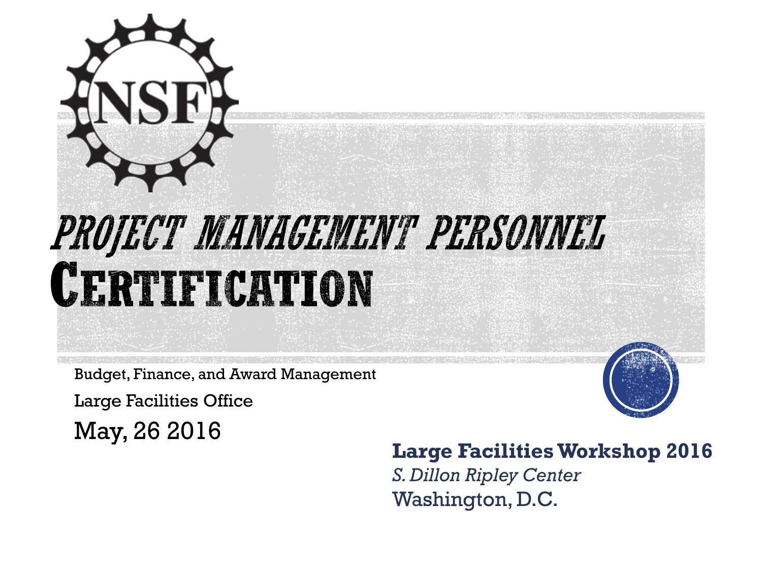# *Project Management Personnel* Certification

Budget, Finance, and Award Management

Large Facilities Office

May, 26 2016

**Large Facilities Workshop 2016**

*S. Dillon Ripley Center*

Washington, D.C.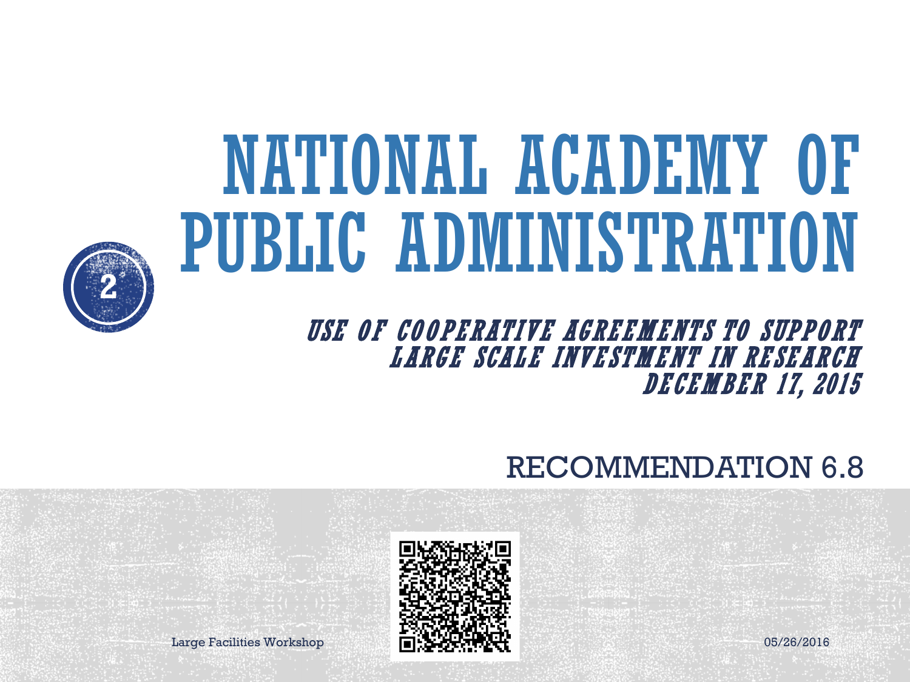# NATIONAL ACADEMY OF PUBLIC ADMINISTRATION

*USE OF COOPERATIVE AGREEMENTS TO SUPPORT LARGE SCALE INVESTMENT IN RESEARCH*
*DECEMBER 17, 2015*

RECOMMENDATION 6.8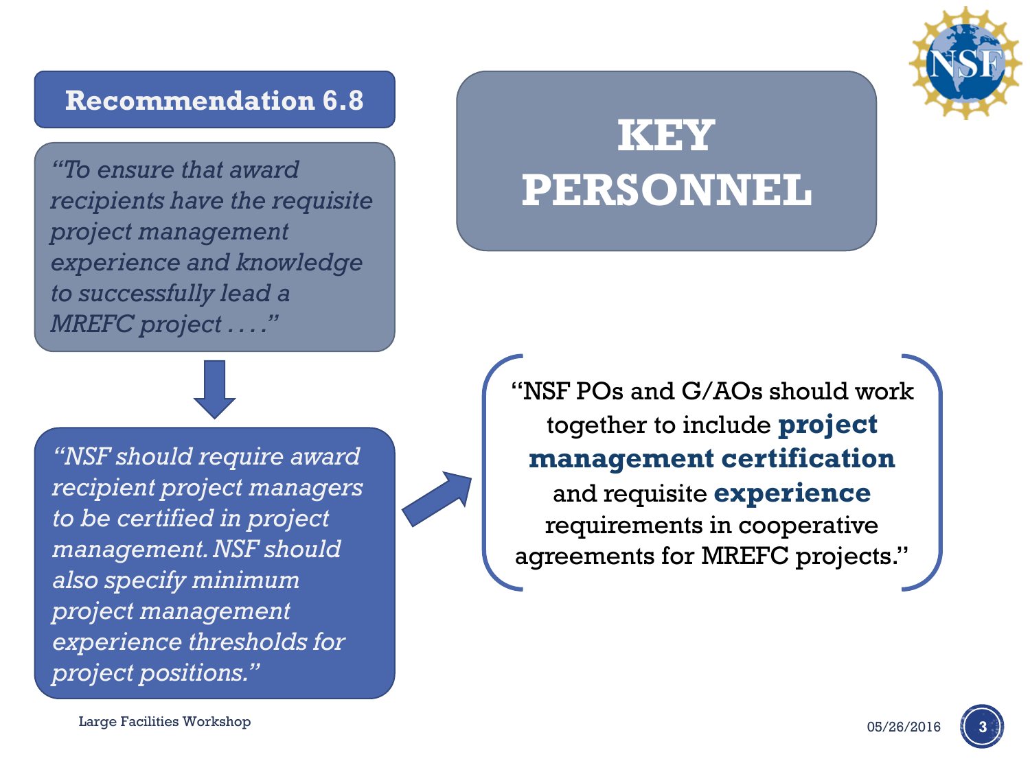## Recommendation 6.8

*"To ensure that award recipients have the requisite project management experience and knowledge to successfully lead a MREFC project . . . ."*

*"NSF should require award recipient project managers to be certified in project management. NSF should also specify minimum project management experience thresholds for project positions."*

# KEY PERSONNEL

"NSF POs and G/AOs should work together to include **project management certification** and requisite **experience** requirements in cooperative agreements for MREFC projects."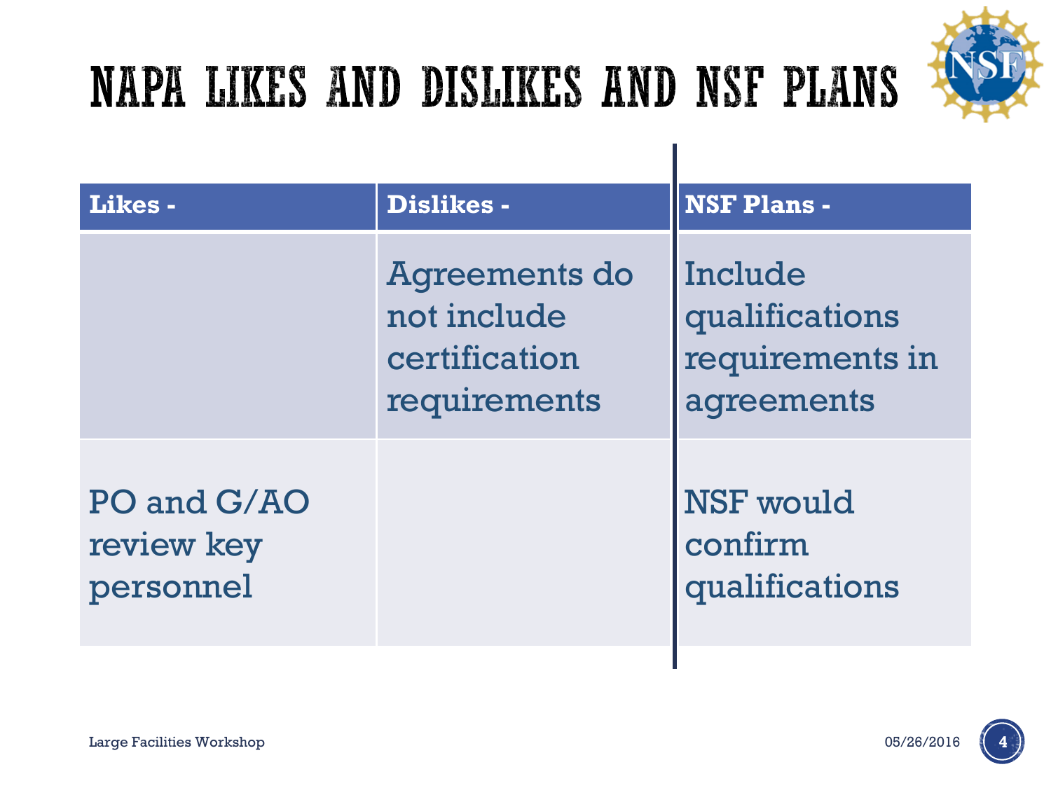# NAPA Likes and Dislikes and NSF Plans

| Likes - | Dislikes - | NSF Plans - |
|---|---|---|
| | Agreements do not include certification requirements | Include qualifications requirements in agreements |
| PO and G/AO review key personnel | | NSF would confirm qualifications |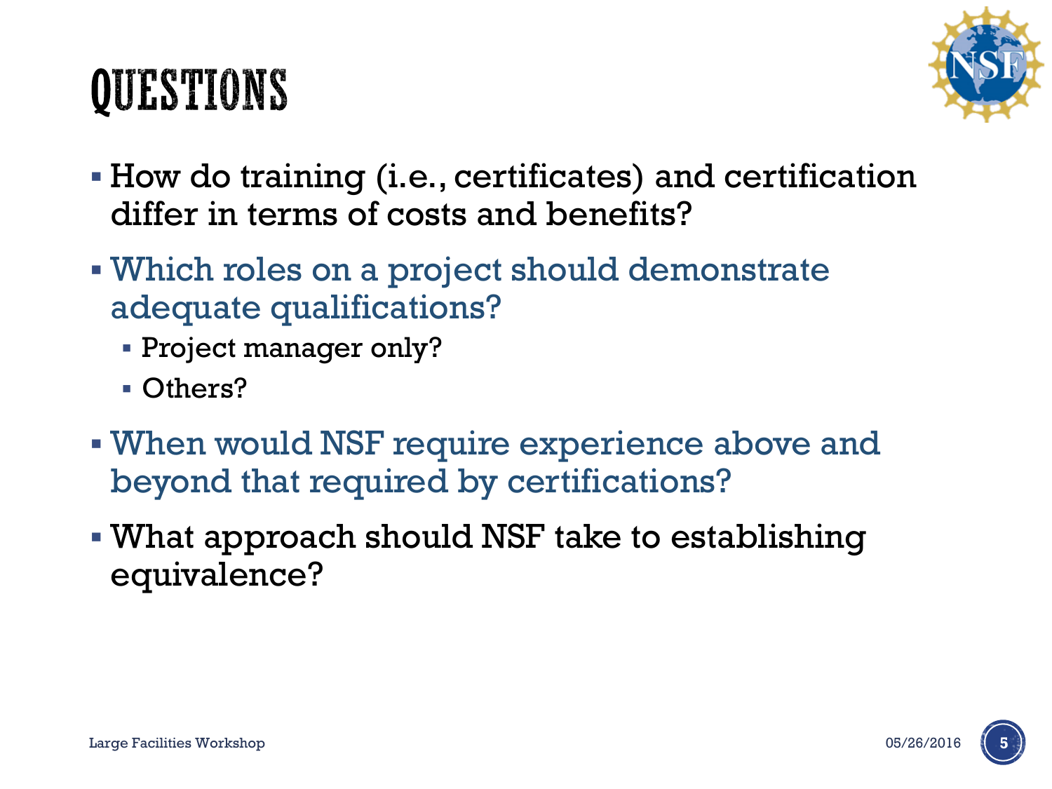# QUESTIONS

- How do training (i.e., certificates) and certification differ in terms of costs and benefits?
- Which roles on a project should demonstrate adequate qualifications?
  - Project manager only?
  - Others?
- When would NSF require experience above and beyond that required by certifications?
- What approach should NSF take to establishing equivalence?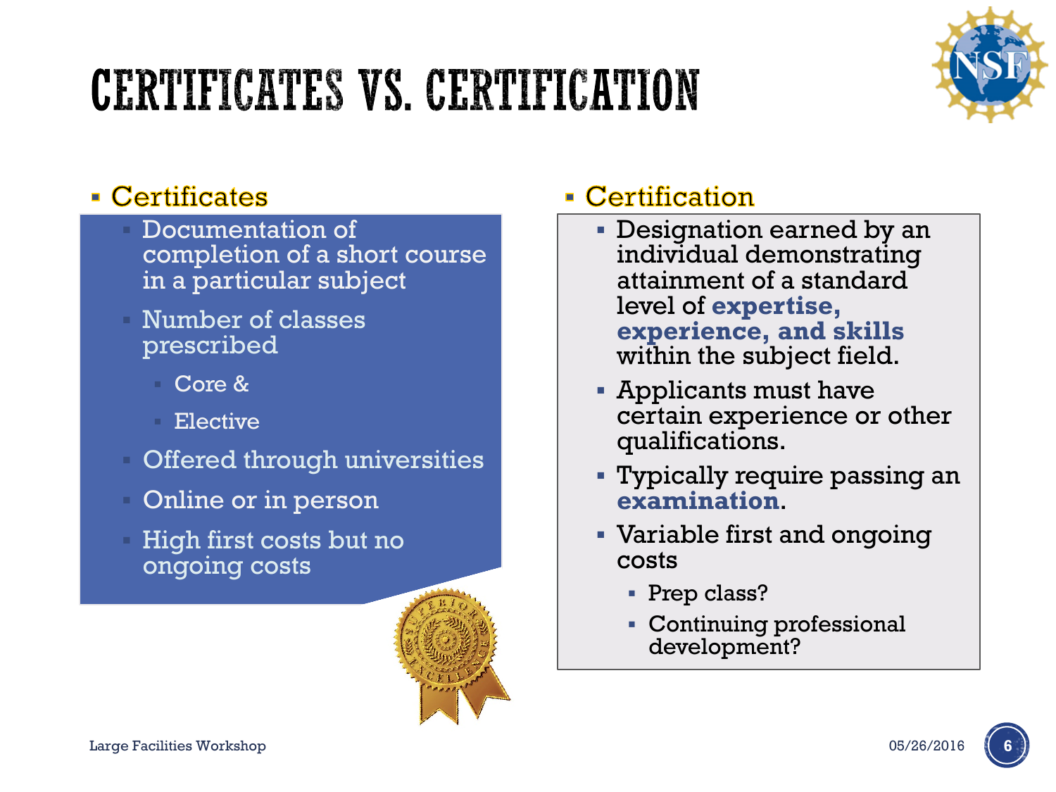# CERTIFICATES VS. CERTIFICATION

- Certificates
  - Documentation of completion of a short course in a particular subject
  - Number of classes prescribed
    - Core &
    - Elective
  - Offered through universities
  - Online or in person
  - High first costs but no ongoing costs

- Certification
  - Designation earned by an individual demonstrating attainment of a standard level of **expertise, experience, and skills** within the subject field.
  - Applicants must have certain experience or other qualifications.
  - Typically require passing an **examination**.
  - Variable first and ongoing costs
    - Prep class?
    - Continuing professional development?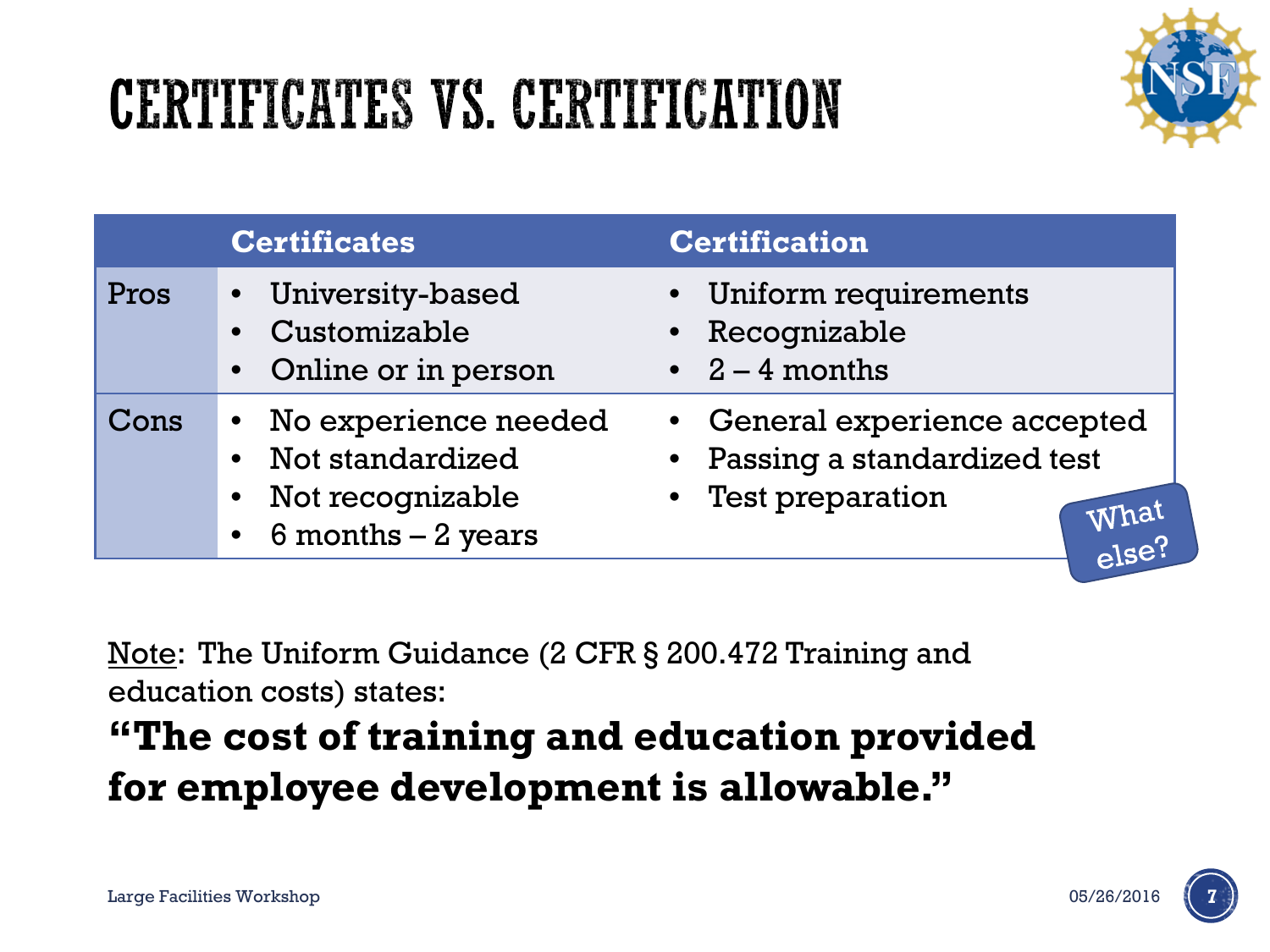# CERTIFICATES VS. CERTIFICATION

| | Certificates | Certification |
|---|---|---|
| Pros | • University-based<br>• Customizable<br>• Online or in person | • Uniform requirements<br>• Recognizable<br>• 2 – 4 months |
| Cons | • No experience needed<br>• Not standardized<br>• Not recognizable<br>• 6 months – 2 years | • General experience accepted<br>• Passing a standardized test<br>• Test preparation |

What else?

Note: The Uniform Guidance (2 CFR § 200.472 Training and education costs) states:

**"The cost of training and education provided for employee development is allowable."**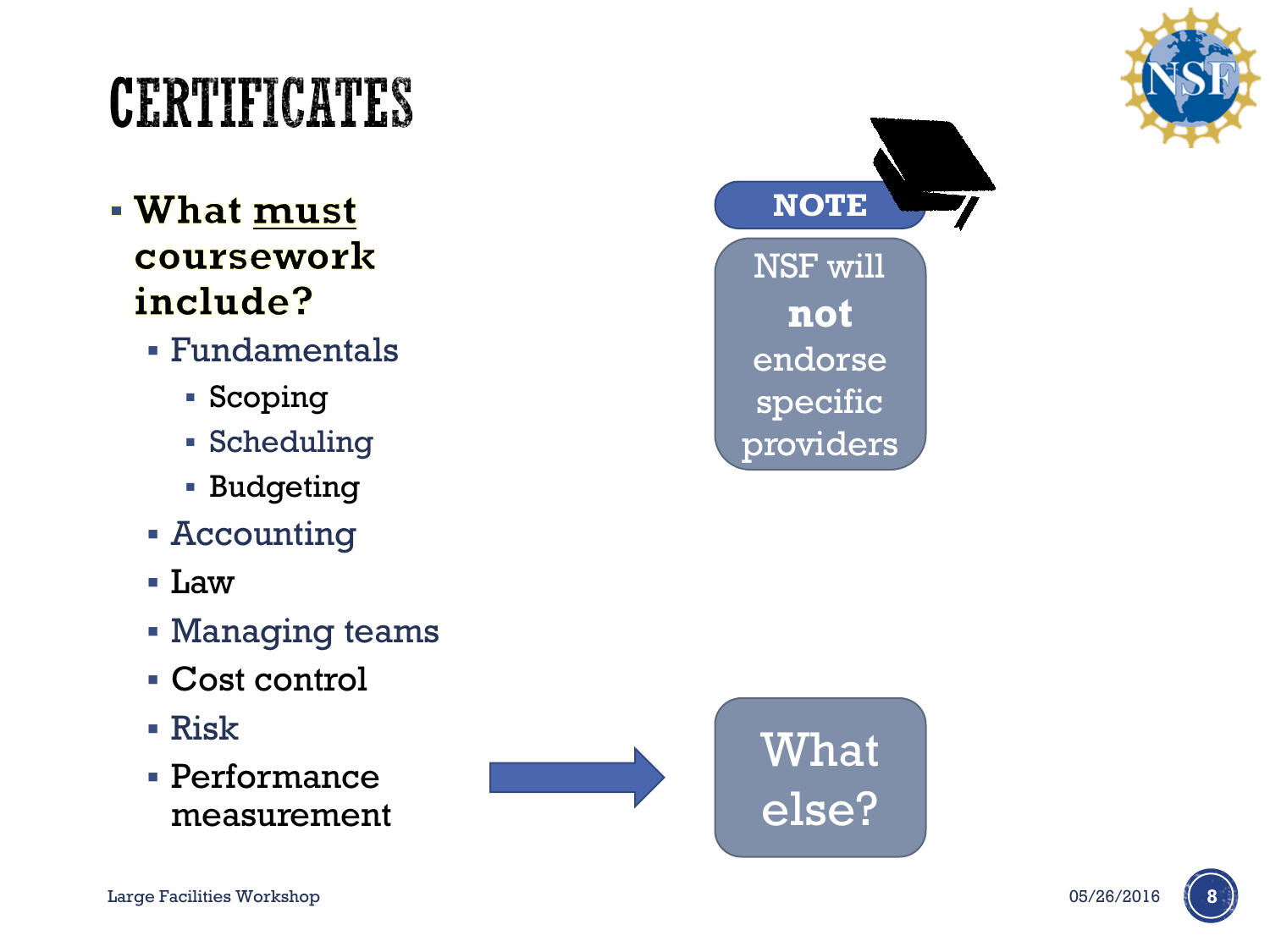# CERTIFICATES

- **What must coursework include?**
  - Fundamentals
    - Scoping
    - Scheduling
    - Budgeting
  - Accounting
  - Law
  - Managing teams
  - Cost control
  - Risk
  - Performance measurement

**NOTE**

NSF will **not** endorse specific providers

What else?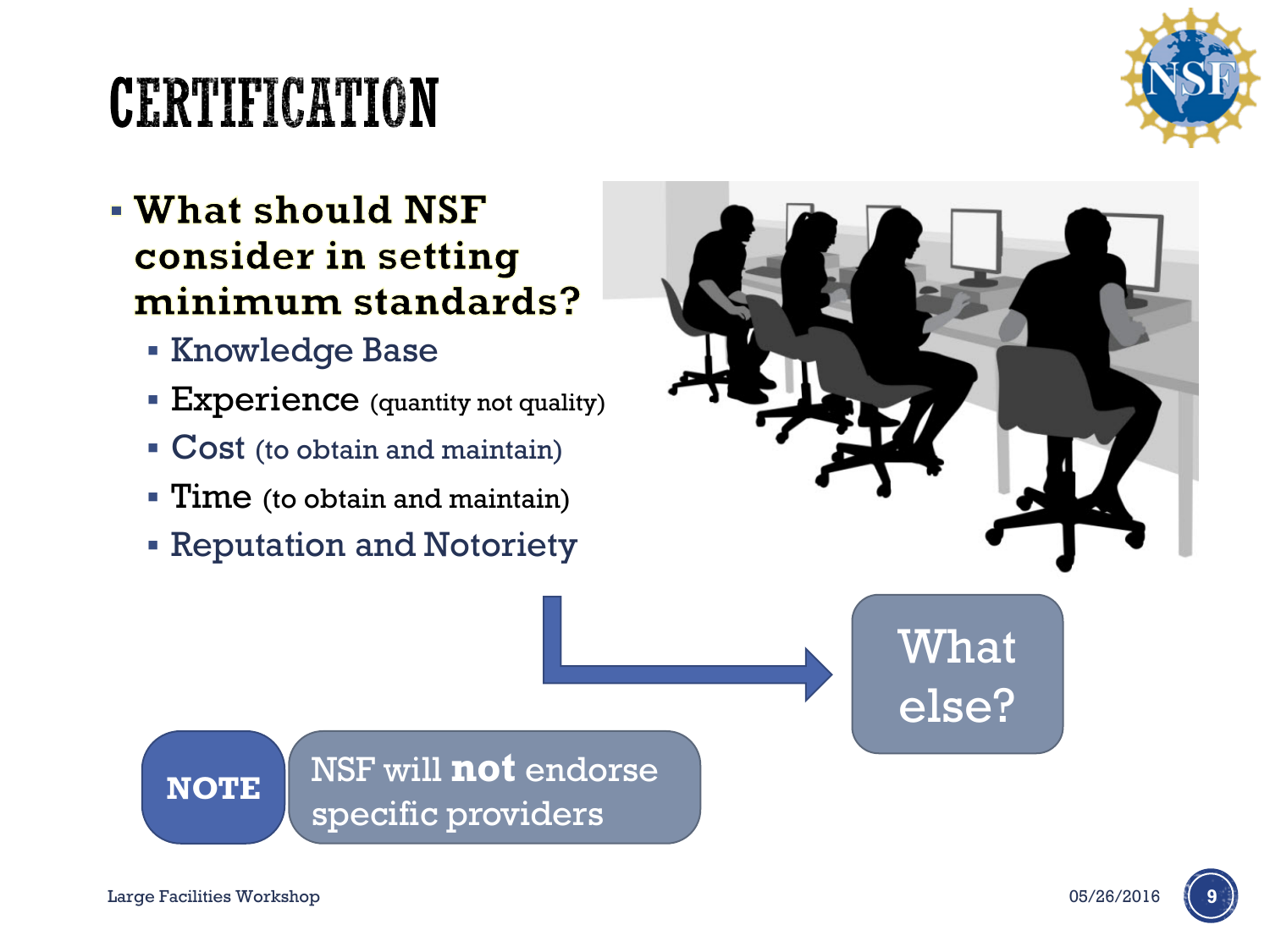# CERTIFICATION

- **What should NSF consider in setting minimum standards?**
  - Knowledge Base
  - Experience (quantity not quality)
  - Cost (to obtain and maintain)
  - Time (to obtain and maintain)
  - Reputation and Notoriety

What else?

**NOTE** NSF will **not** endorse specific providers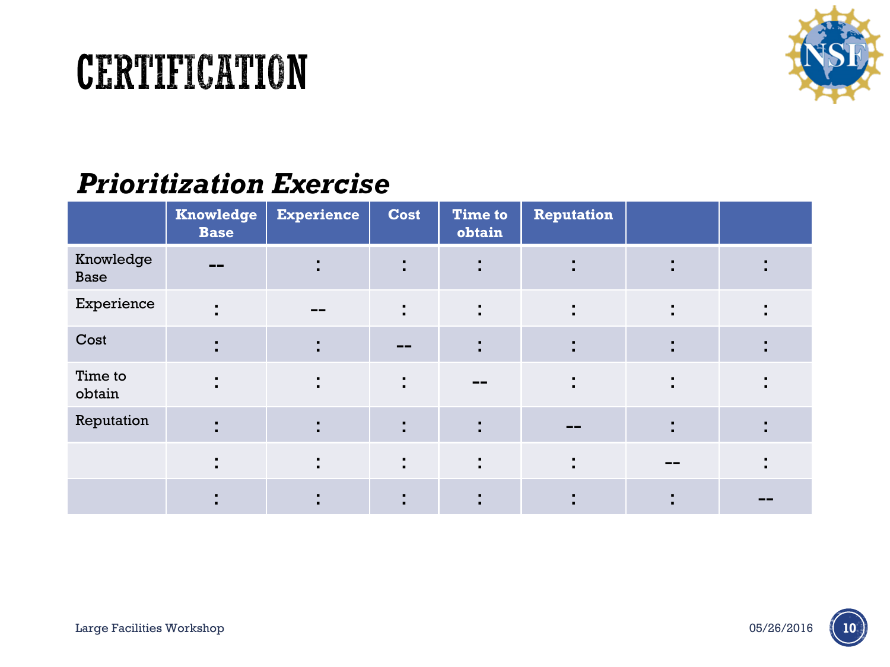# CERTIFICATION

## *Prioritization Exercise*

| | Knowledge Base | Experience | Cost | Time to obtain | Reputation | | |
|---|---|---|---|---|---|---|---|
| Knowledge Base | -- | : | : | : | : | : | : |
| Experience | : | -- | : | : | : | : | : |
| Cost | : | : | -- | : | : | : | : |
| Time to obtain | : | : | : | -- | : | : | : |
| Reputation | : | : | : | : | -- | : | : |
| | : | : | : | : | : | -- | : |
| | : | : | : | : | : | : | -- |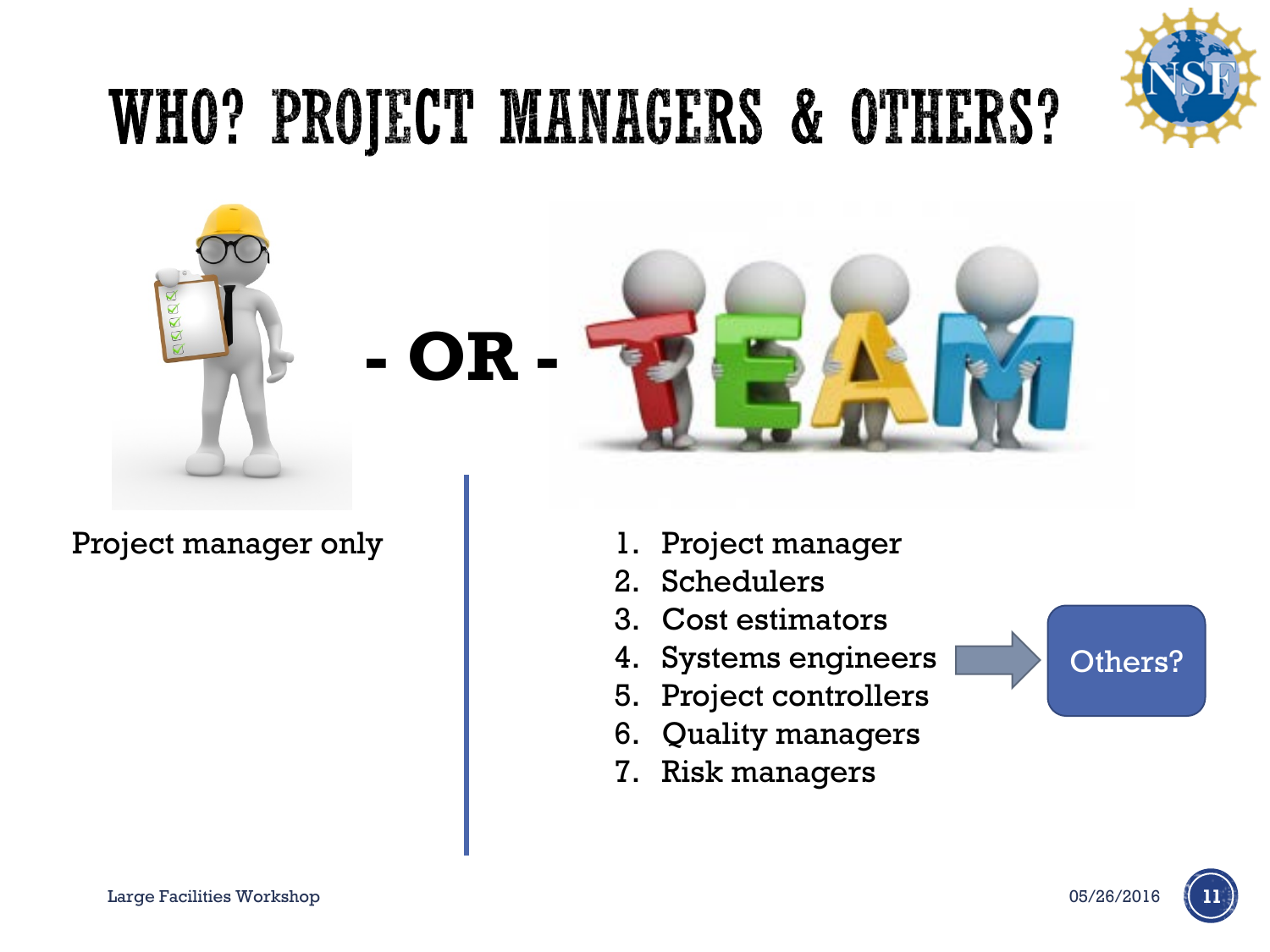# WHO? PROJECT MANAGERS & OTHERS?

- OR -

Project manager only

1. Project manager
2. Schedulers
3. Cost estimators
4. Systems engineers
5. Project controllers
6. Quality managers
7. Risk managers

Others?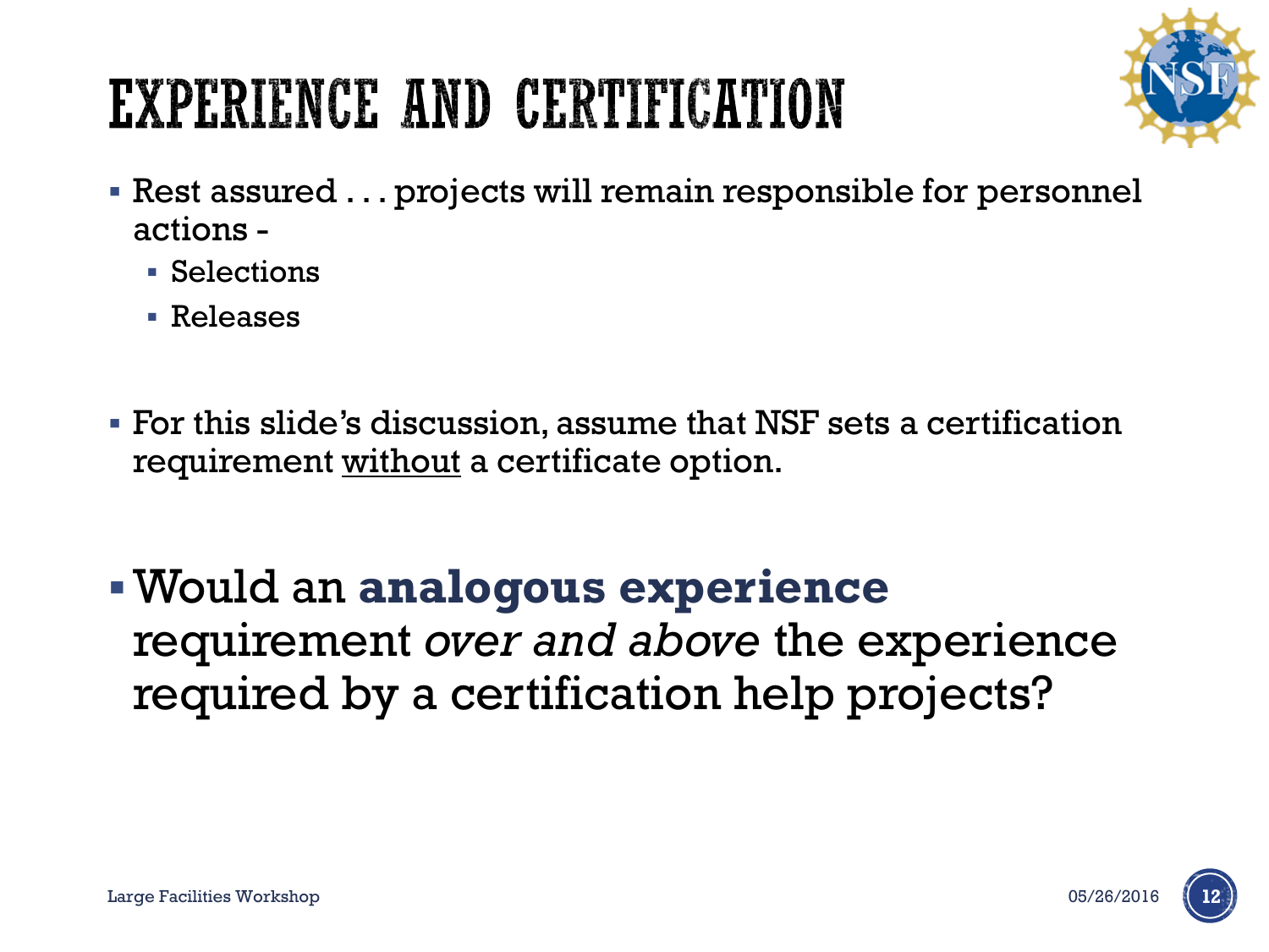# EXPERIENCE AND CERTIFICATION

- Rest assured . . . projects will remain responsible for personnel actions -
  - Selections
  - Releases

- For this slide's discussion, assume that NSF sets a certification requirement without a certificate option.

- Would an **analogous experience** requirement *over and above* the experience required by a certification help projects?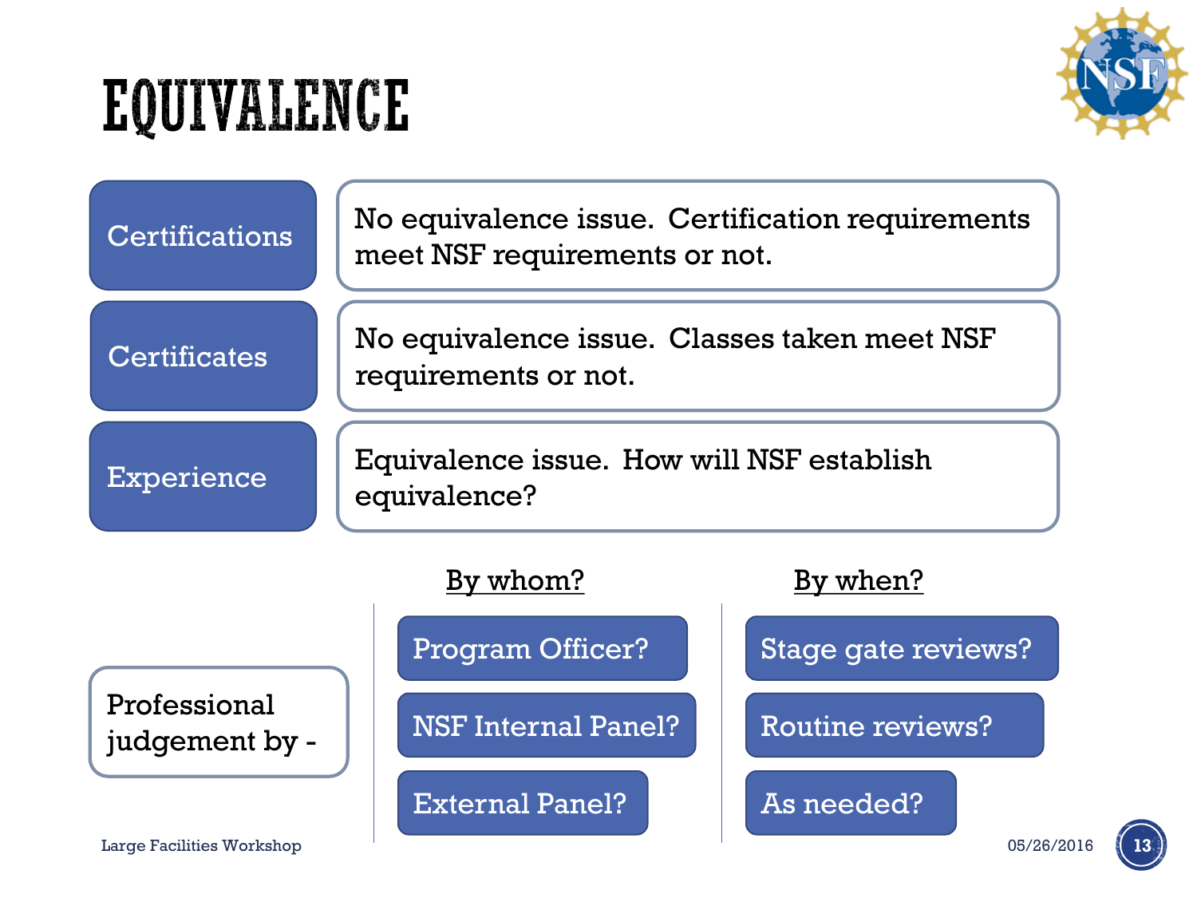# EQUIVALENCE

| | |
|---|---|
| Certifications | No equivalence issue. Certification requirements meet NSF requirements or not. |
| Certificates | No equivalence issue. Classes taken meet NSF requirements or not. |
| Experience | Equivalence issue. How will NSF establish equivalence? |

Professional judgement by -

| By whom? | By when? |
|---|---|
| Program Officer? | Stage gate reviews? |
| NSF Internal Panel? | Routine reviews? |
| External Panel? | As needed? |

Large Facilities Workshop

05/26/2016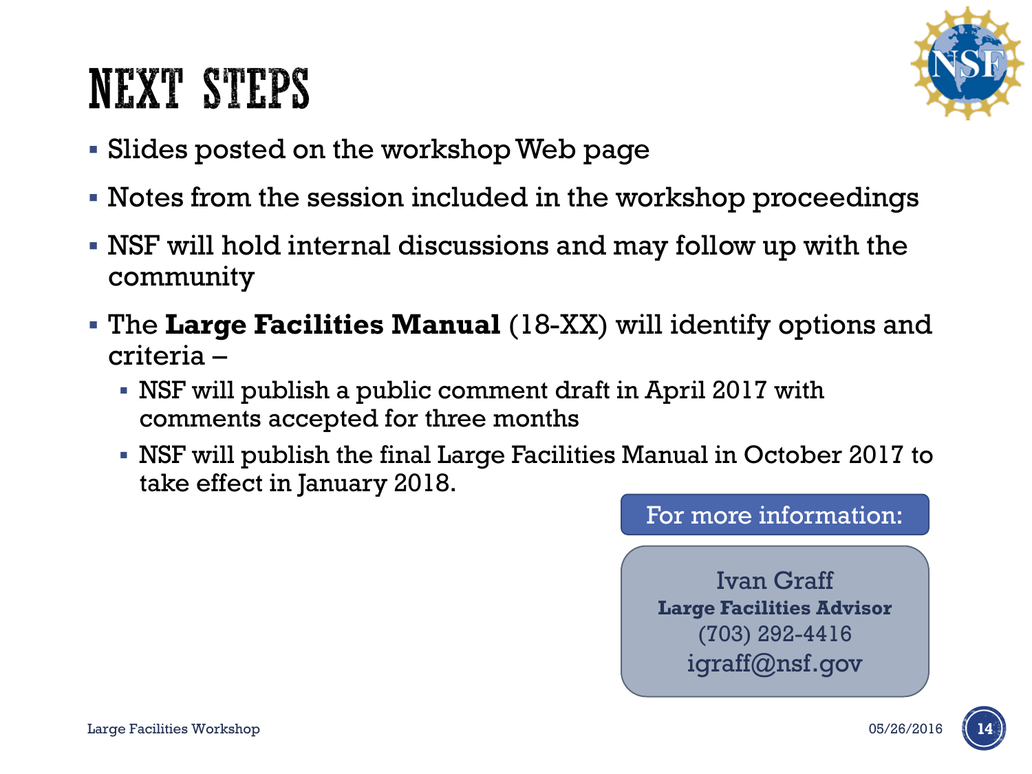# NEXT STEPS

- Slides posted on the workshop Web page
- Notes from the session included in the workshop proceedings
- NSF will hold internal discussions and may follow up with the community
- The **Large Facilities Manual** (18-XX) will identify options and criteria –
  - NSF will publish a public comment draft in April 2017 with comments accepted for three months
  - NSF will publish the final Large Facilities Manual in October 2017 to take effect in January 2018.

For more information:

Ivan Graff
**Large Facilities Advisor**
(703) 292-4416
igraff@nsf.gov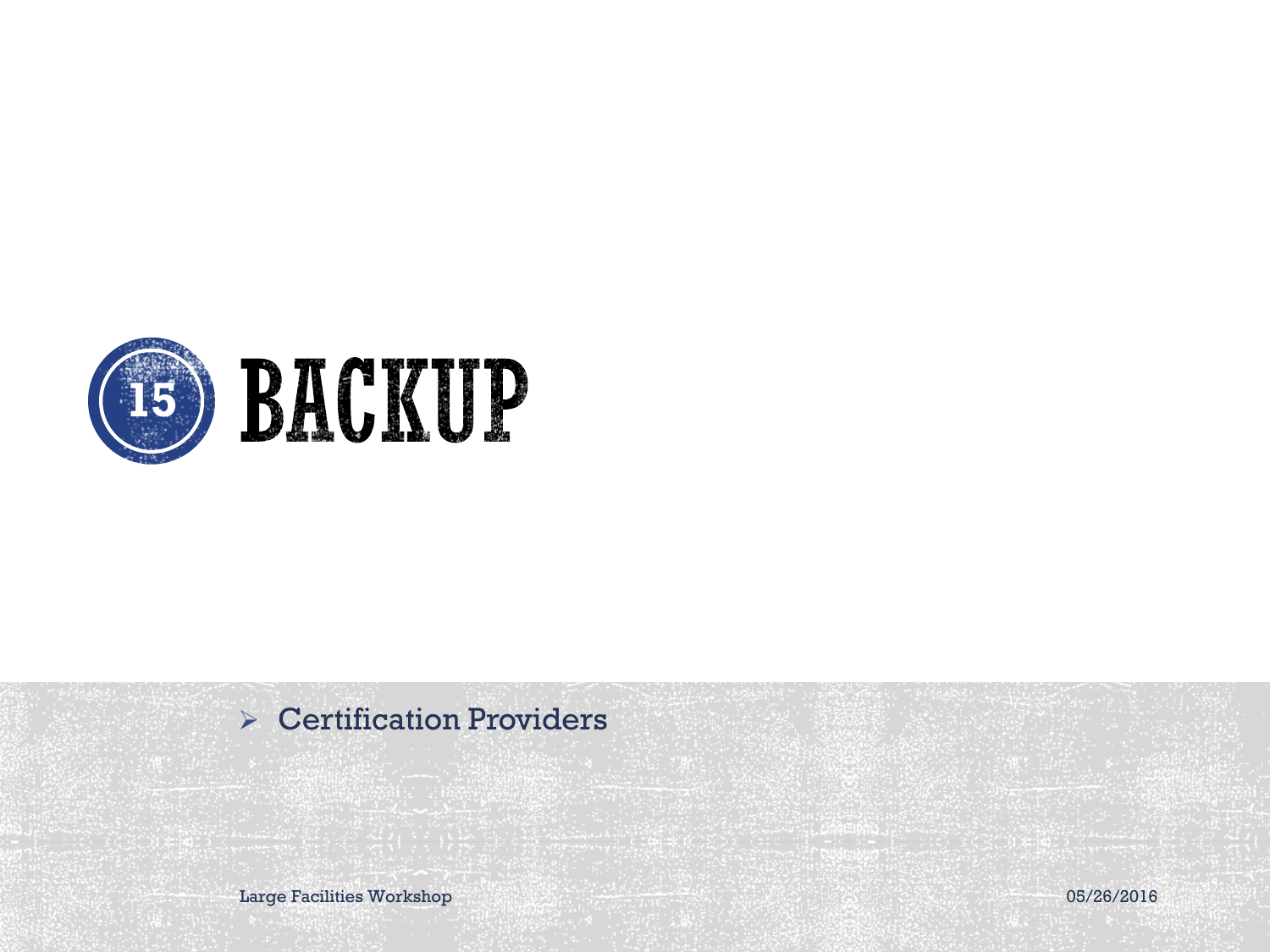# 15 BACKUP

- Certification Providers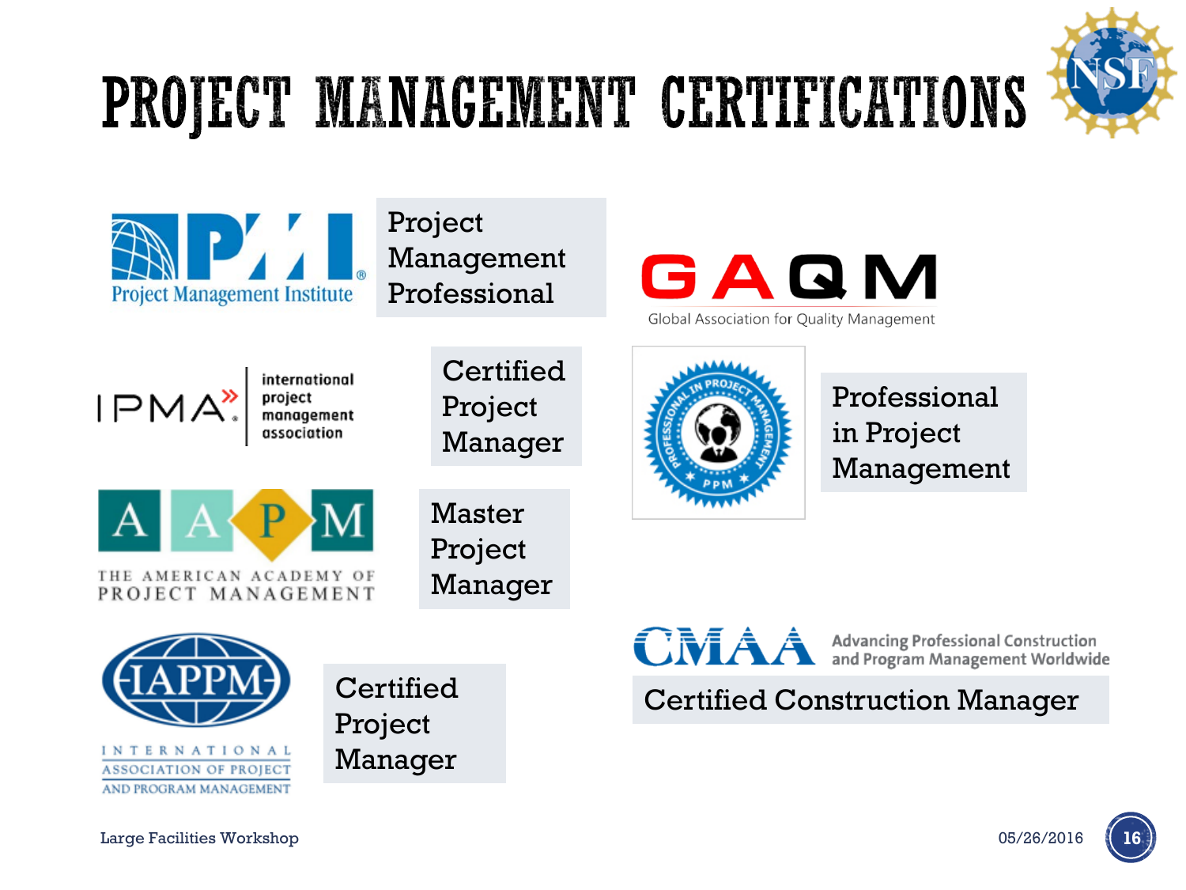# PROJECT MANAGEMENT CERTIFICATIONS

- Project Management Institute — Project Management Professional
- GAQM Global Association for Quality Management — Professional in Project Management
- IPMA international project management association — Certified Project Manager
- AAPM The American Academy of Project Management — Master Project Manager
- IAPPM International Association of Project and Program Management — Certified Project Manager
- CMAA Advancing Professional Construction and Program Management Worldwide — Certified Construction Manager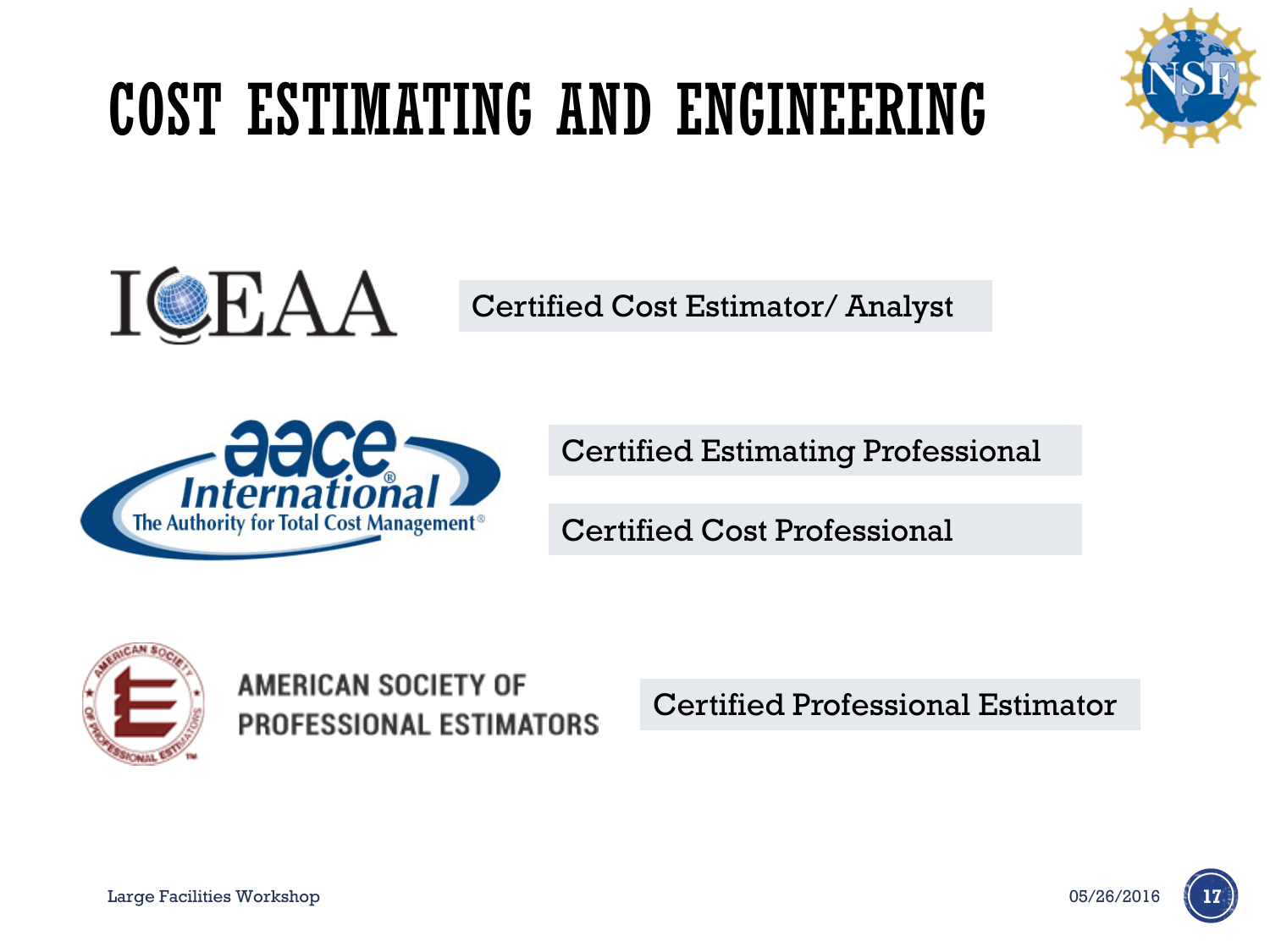# COST ESTIMATING AND ENGINEERING

ICEAA

Certified Cost Estimator/ Analyst

aace International — The Authority for Total Cost Management

Certified Estimating Professional

Certified Cost Professional

AMERICAN SOCIETY OF PROFESSIONAL ESTIMATORS

Certified Professional Estimator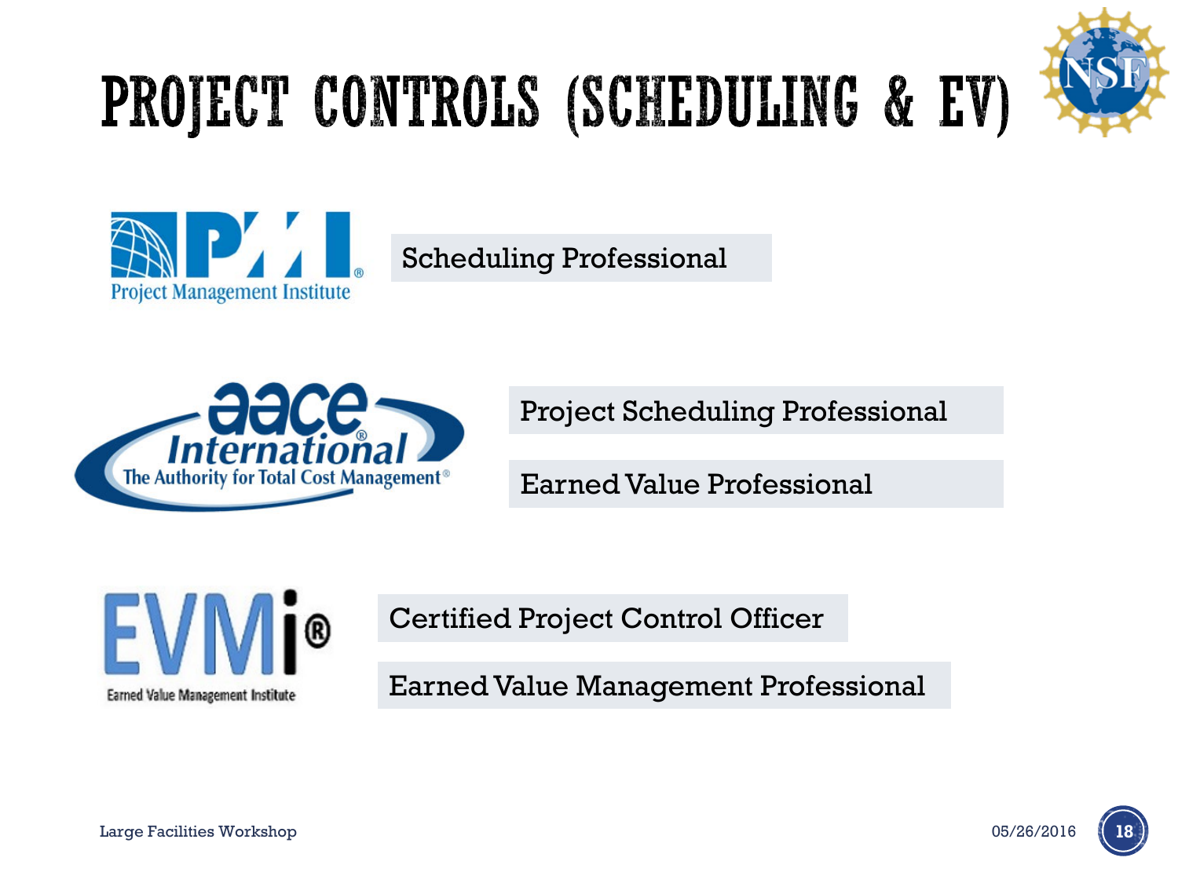# PROJECT CONTROLS (SCHEDULING & EV)

**PMI – Project Management Institute**

- Scheduling Professional

**AACE International – The Authority for Total Cost Management**

- Project Scheduling Professional
- Earned Value Professional

**EVMi – Earned Value Management Institute**

- Certified Project Control Officer
- Earned Value Management Professional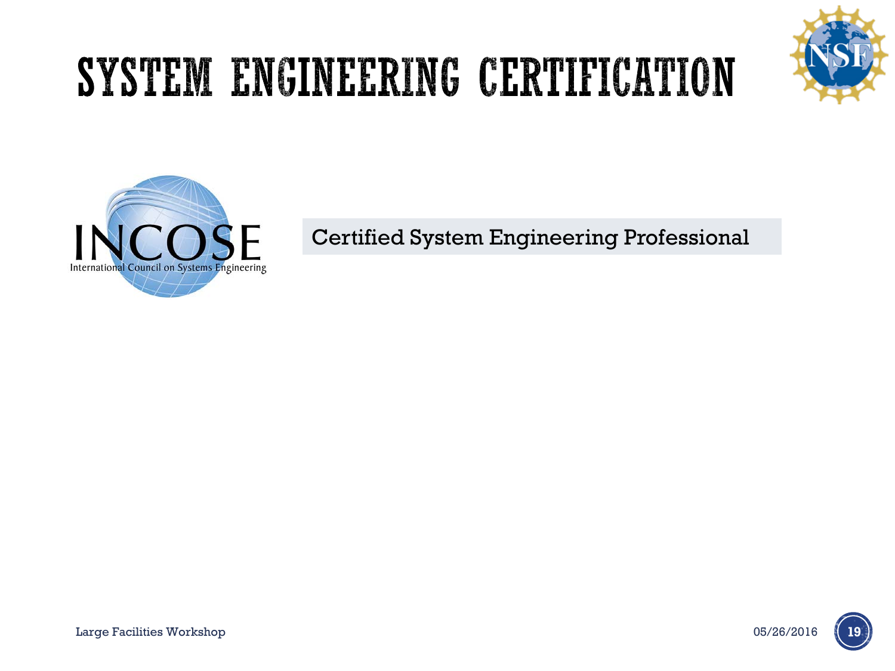# SYSTEM ENGINEERING CERTIFICATION

INCOSE

International Council on Systems Engineering

Certified System Engineering Professional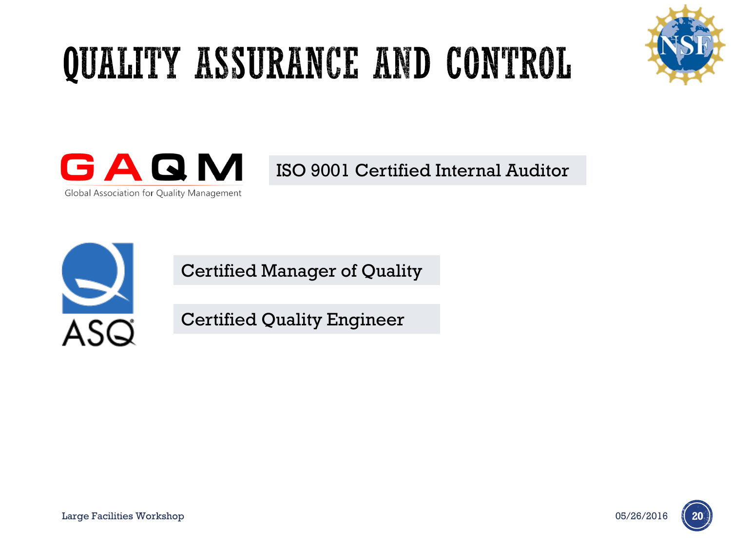# QUALITY ASSURANCE AND CONTROL

GAQM
Global Association for Quality Management

ISO 9001 Certified Internal Auditor

ASQ

Certified Manager of Quality

Certified Quality Engineer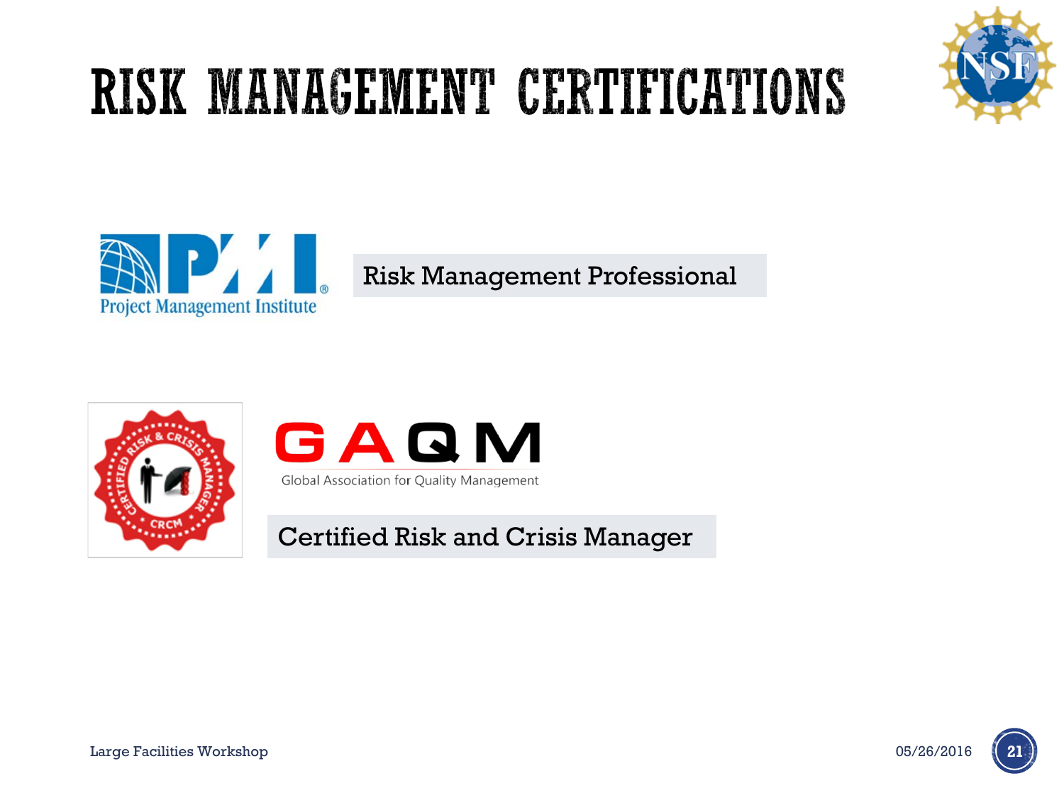# RISK MANAGEMENT CERTIFICATIONS

Project Management Institute

Risk Management Professional

GAQM

Global Association for Quality Management

Certified Risk and Crisis Manager